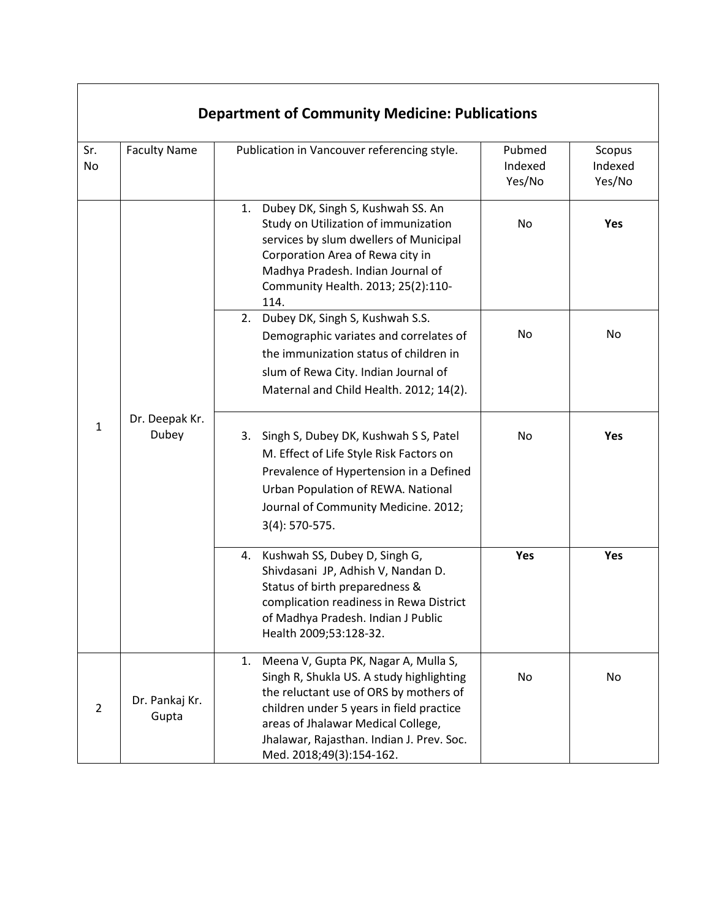| Department of Community Medicine: Publications | | | | |
|---|---|---|---|---|
| Sr. No | Faculty Name | Publication in Vancouver referencing style. | Pubmed Indexed Yes/No | Scopus Indexed Yes/No |
| 1 | Dr. Deepak Kr. Dubey | 1. Dubey DK, Singh S, Kushwah SS. An Study on Utilization of immunization services by slum dwellers of Municipal Corporation Area of Rewa city in Madhya Pradesh. Indian Journal of Community Health. 2013; 25(2):110-114. | No | **Yes** |
| | | 2. Dubey DK, Singh S, Kushwah S.S. Demographic variates and correlates of the immunization status of children in slum of Rewa City. Indian Journal of Maternal and Child Health. 2012; 14(2). | No | No |
| | | 3. Singh S, Dubey DK, Kushwah S S, Patel M. Effect of Life Style Risk Factors on Prevalence of Hypertension in a Defined Urban Population of REWA. National Journal of Community Medicine. 2012; 3(4): 570-575. | No | **Yes** |
| | | 4. Kushwah SS, Dubey D, Singh G, Shivdasani JP, Adhish V, Nandan D. Status of birth preparedness & complication readiness in Rewa District of Madhya Pradesh. Indian J Public Health 2009;53:128-32. | **Yes** | **Yes** |
| 2 | Dr. Pankaj Kr. Gupta | 1. Meena V, Gupta PK, Nagar A, Mulla S, Singh R, Shukla US. A study highlighting the reluctant use of ORS by mothers of children under 5 years in field practice areas of Jhalawar Medical College, Jhalawar, Rajasthan. Indian J. Prev. Soc. Med. 2018;49(3):154-162. | No | No |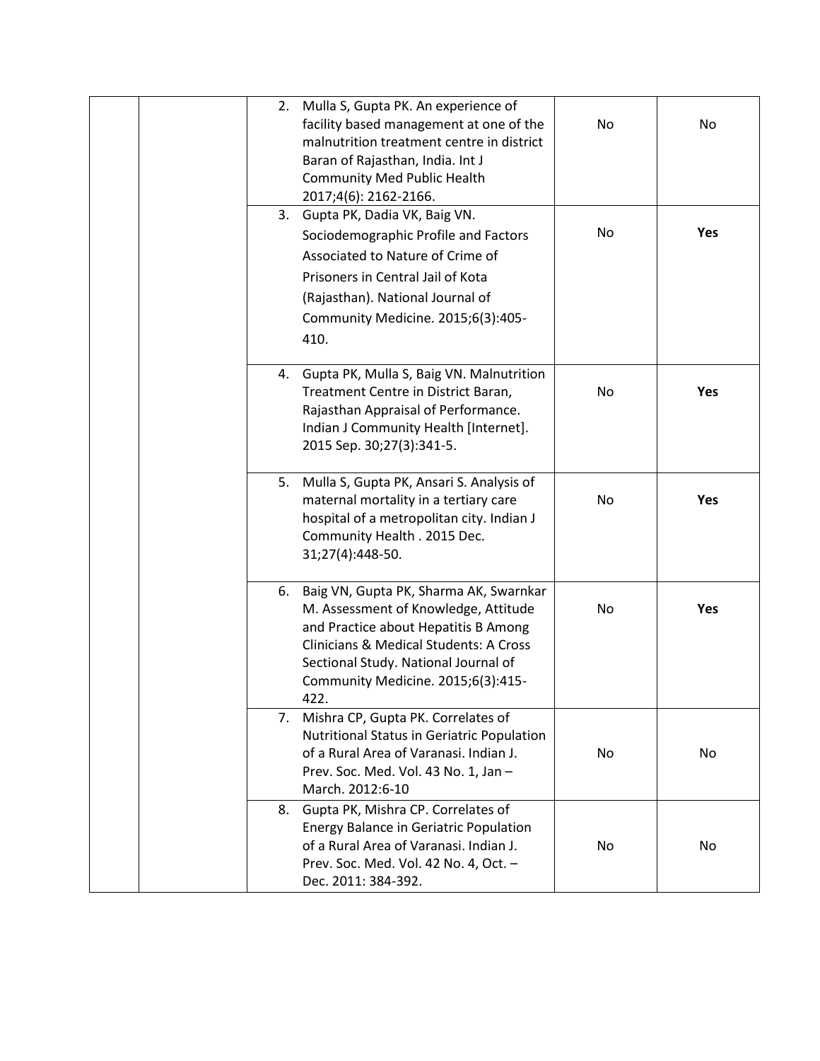| | | | | |
|---|---|---|---|---|
| | | 2. Mulla S, Gupta PK. An experience of facility based management at one of the malnutrition treatment centre in district Baran of Rajasthan, India. Int J Community Med Public Health 2017;4(6): 2162-2166. | No | No |
| | | 3. Gupta PK, Dadia VK, Baig VN. Sociodemographic Profile and Factors Associated to Nature of Crime of Prisoners in Central Jail of Kota (Rajasthan). National Journal of Community Medicine. 2015;6(3):405-410. | No | **Yes** |
| | | 4. Gupta PK, Mulla S, Baig VN. Malnutrition Treatment Centre in District Baran, Rajasthan Appraisal of Performance. Indian J Community Health [Internet]. 2015 Sep. 30;27(3):341-5. | No | **Yes** |
| | | 5. Mulla S, Gupta PK, Ansari S. Analysis of maternal mortality in a tertiary care hospital of a metropolitan city. Indian J Community Health . 2015 Dec. 31;27(4):448-50. | No | **Yes** |
| | | 6. Baig VN, Gupta PK, Sharma AK, Swarnkar M. Assessment of Knowledge, Attitude and Practice about Hepatitis B Among Clinicians & Medical Students: A Cross Sectional Study. National Journal of Community Medicine. 2015;6(3):415-422. | No | **Yes** |
| | | 7. Mishra CP, Gupta PK. Correlates of Nutritional Status in Geriatric Population of a Rural Area of Varanasi. Indian J. Prev. Soc. Med. Vol. 43 No. 1, Jan – March. 2012:6-10 | No | No |
| | | 8. Gupta PK, Mishra CP. Correlates of Energy Balance in Geriatric Population of a Rural Area of Varanasi. Indian J. Prev. Soc. Med. Vol. 42 No. 4, Oct. – Dec. 2011: 384-392. | No | No |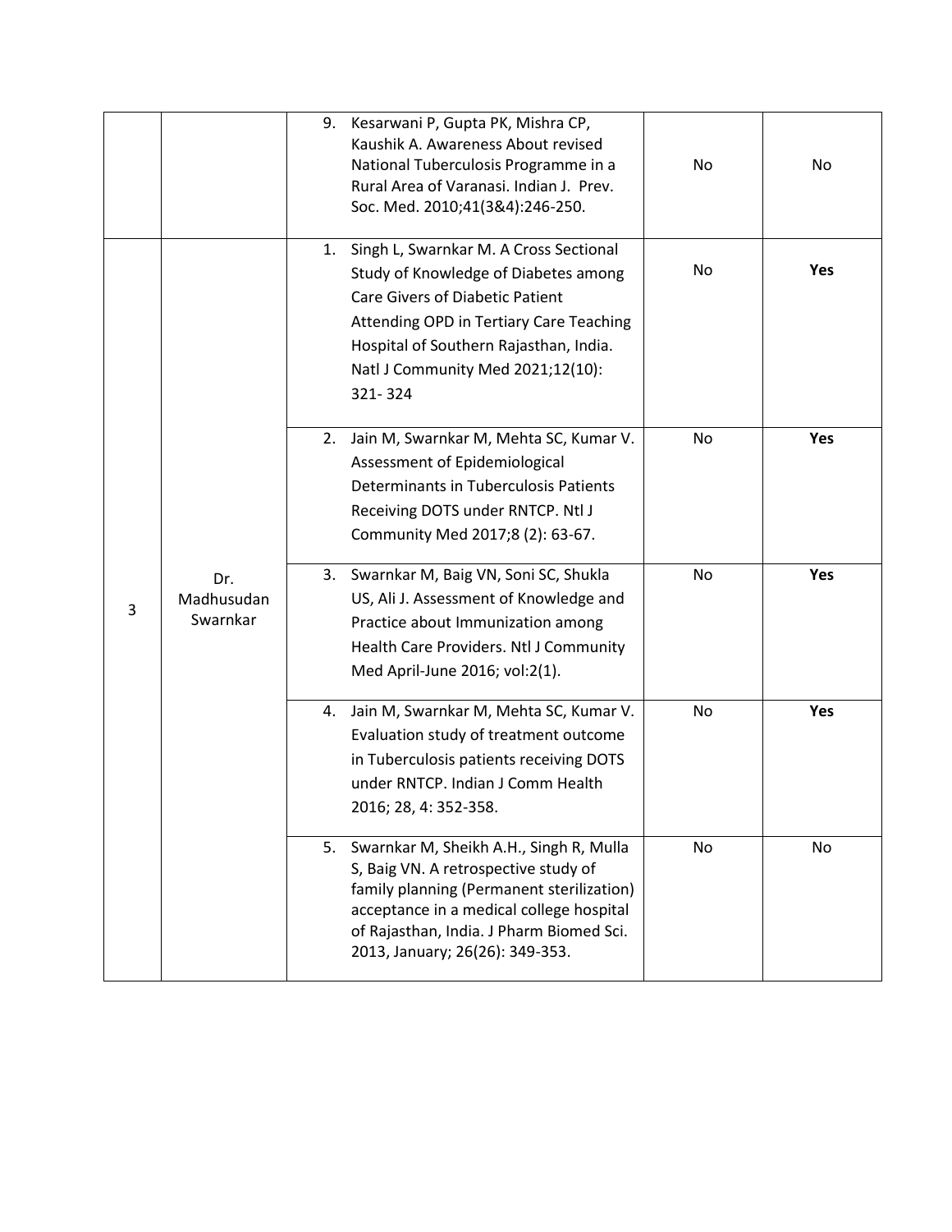| | | | | |
|---|---|---|---|---|
| | | 9. Kesarwani P, Gupta PK, Mishra CP, Kaushik A. Awareness About revised National Tuberculosis Programme in a Rural Area of Varanasi. Indian J. Prev. Soc. Med. 2010;41(3&4):246-250. | No | No |
| 3 | Dr. Madhusudan Swarnkar | 1. Singh L, Swarnkar M. A Cross Sectional Study of Knowledge of Diabetes among Care Givers of Diabetic Patient Attending OPD in Tertiary Care Teaching Hospital of Southern Rajasthan, India. Natl J Community Med 2021;12(10): 321- 324 | No | **Yes** |
| | | 2. Jain M, Swarnkar M, Mehta SC, Kumar V. Assessment of Epidemiological Determinants in Tuberculosis Patients Receiving DOTS under RNTCP. Ntl J Community Med 2017;8 (2): 63-67. | No | **Yes** |
| | | 3. Swarnkar M, Baig VN, Soni SC, Shukla US, Ali J. Assessment of Knowledge and Practice about Immunization among Health Care Providers. Ntl J Community Med April-June 2016; vol:2(1). | No | **Yes** |
| | | 4. Jain M, Swarnkar M, Mehta SC, Kumar V. Evaluation study of treatment outcome in Tuberculosis patients receiving DOTS under RNTCP. Indian J Comm Health 2016; 28, 4: 352-358. | No | **Yes** |
| | | 5. Swarnkar M, Sheikh A.H., Singh R, Mulla S, Baig VN. A retrospective study of family planning (Permanent sterilization) acceptance in a medical college hospital of Rajasthan, India. J Pharm Biomed Sci. 2013, January; 26(26): 349-353. | No | No |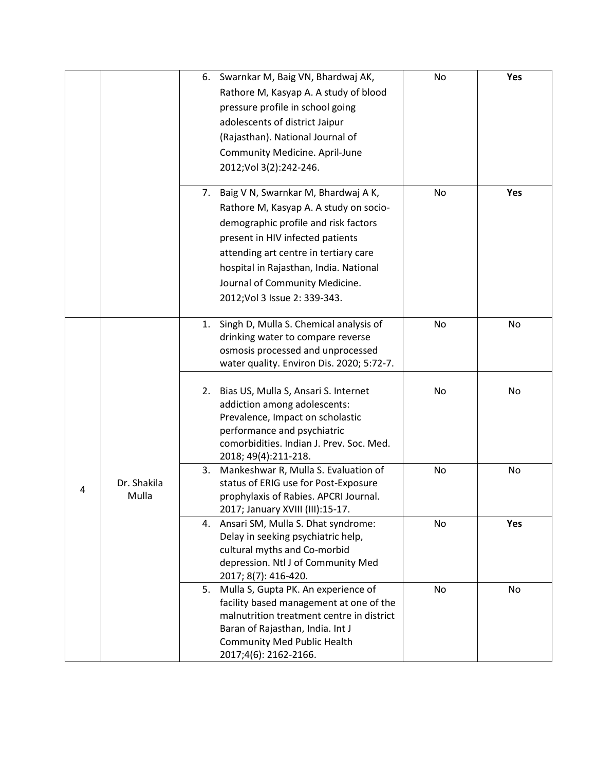| | | | | |
|---|---|---|---|---|
| | | 6. Swarnkar M, Baig VN, Bhardwaj AK, Rathore M, Kasyap A. A study of blood pressure profile in school going adolescents of district Jaipur (Rajasthan). National Journal of Community Medicine. April-June 2012;Vol 3(2):242-246. | No | **Yes** |
| | | 7. Baig V N, Swarnkar M, Bhardwaj A K, Rathore M, Kasyap A. A study on socio-demographic profile and risk factors present in HIV infected patients attending art centre in tertiary care hospital in Rajasthan, India. National Journal of Community Medicine. 2012;Vol 3 Issue 2: 339-343. | No | **Yes** |
| 4 | Dr. Shakila Mulla | 1. Singh D, Mulla S. Chemical analysis of drinking water to compare reverse osmosis processed and unprocessed water quality. Environ Dis. 2020; 5:72-7. | No | No |
| | | 2. Bias US, Mulla S, Ansari S. Internet addiction among adolescents: Prevalence, Impact on scholastic performance and psychiatric comorbidities. Indian J. Prev. Soc. Med. 2018; 49(4):211-218. | No | No |
| | | 3. Mankeshwar R, Mulla S. Evaluation of status of ERIG use for Post-Exposure prophylaxis of Rabies. APCRI Journal. 2017; January XVIII (III):15-17. | No | No |
| | | 4. Ansari SM, Mulla S. Dhat syndrome: Delay in seeking psychiatric help, cultural myths and Co-morbid depression. Ntl J of Community Med 2017; 8(7): 416-420. | No | **Yes** |
| | | 5. Mulla S, Gupta PK. An experience of facility based management at one of the malnutrition treatment centre in district Baran of Rajasthan, India. Int J Community Med Public Health 2017;4(6): 2162-2166. | No | No |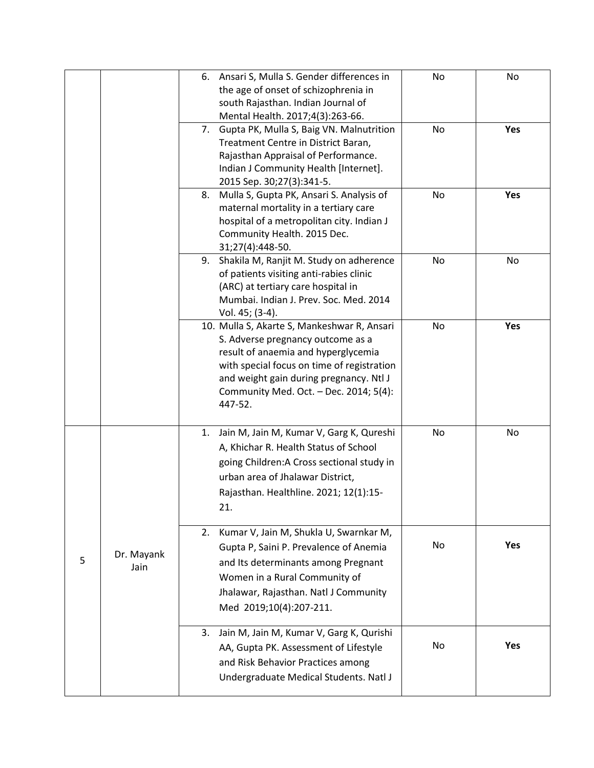| | | | | |
|---|---|---|---|---|
| | | 6. Ansari S, Mulla S. Gender differences in the age of onset of schizophrenia in south Rajasthan. Indian Journal of Mental Health. 2017;4(3):263-66. | No | No |
| | | 7. Gupta PK, Mulla S, Baig VN. Malnutrition Treatment Centre in District Baran, Rajasthan Appraisal of Performance. Indian J Community Health [Internet]. 2015 Sep. 30;27(3):341-5. | No | **Yes** |
| | | 8. Mulla S, Gupta PK, Ansari S. Analysis of maternal mortality in a tertiary care hospital of a metropolitan city. Indian J Community Health. 2015 Dec. 31;27(4):448-50. | No | **Yes** |
| | | 9. Shakila M, Ranjit M. Study on adherence of patients visiting anti-rabies clinic (ARC) at tertiary care hospital in Mumbai. Indian J. Prev. Soc. Med. 2014 Vol. 45; (3-4). | No | No |
| | | 10. Mulla S, Akarte S, Mankeshwar R, Ansari S. Adverse pregnancy outcome as a result of anaemia and hyperglycemia with special focus on time of registration and weight gain during pregnancy. Ntl J Community Med. Oct. – Dec. 2014; 5(4): 447-52. | No | **Yes** |
| 5 | Dr. Mayank Jain | 1. Jain M, Jain M, Kumar V, Garg K, Qureshi A, Khichar R. Health Status of School going Children:A Cross sectional study in urban area of Jhalawar District, Rajasthan. Healthline. 2021; 12(1):15-21. | No | No |
| | | 2. Kumar V, Jain M, Shukla U, Swarnkar M, Gupta P, Saini P. Prevalence of Anemia and Its determinants among Pregnant Women in a Rural Community of Jhalawar, Rajasthan. Natl J Community Med 2019;10(4):207-211. | No | **Yes** |
| | | 3. Jain M, Jain M, Kumar V, Garg K, Qurishi AA, Gupta PK. Assessment of Lifestyle and Risk Behavior Practices among Undergraduate Medical Students. Natl J | No | **Yes** |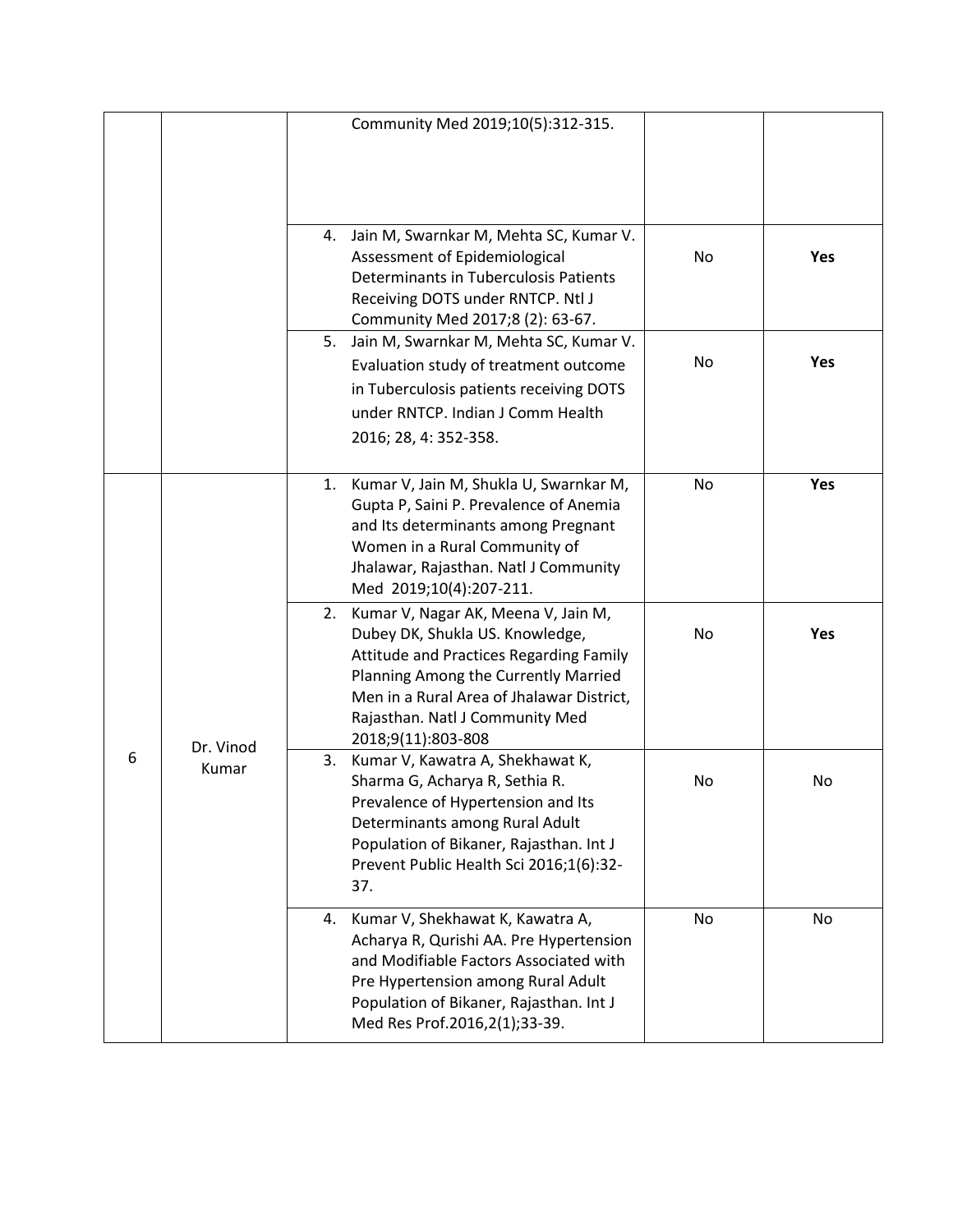| | | | | |
|---|---|---|---|---|
| | | Community Med 2019;10(5):312-315. | | |
| | | 4. Jain M, Swarnkar M, Mehta SC, Kumar V. Assessment of Epidemiological Determinants in Tuberculosis Patients Receiving DOTS under RNTCP. Ntl J Community Med 2017;8 (2): 63-67. | No | **Yes** |
| | | 5. Jain M, Swarnkar M, Mehta SC, Kumar V. Evaluation study of treatment outcome in Tuberculosis patients receiving DOTS under RNTCP. Indian J Comm Health 2016; 28, 4: 352-358. | No | **Yes** |
| 6 | Dr. Vinod Kumar | 1. Kumar V, Jain M, Shukla U, Swarnkar M, Gupta P, Saini P. Prevalence of Anemia and Its determinants among Pregnant Women in a Rural Community of Jhalawar, Rajasthan. Natl J Community Med 2019;10(4):207-211. | No | **Yes** |
| | | 2. Kumar V, Nagar AK, Meena V, Jain M, Dubey DK, Shukla US. Knowledge, Attitude and Practices Regarding Family Planning Among the Currently Married Men in a Rural Area of Jhalawar District, Rajasthan. Natl J Community Med 2018;9(11):803-808 | No | **Yes** |
| | | 3. Kumar V, Kawatra A, Shekhawat K, Sharma G, Acharya R, Sethia R. Prevalence of Hypertension and Its Determinants among Rural Adult Population of Bikaner, Rajasthan. Int J Prevent Public Health Sci 2016;1(6):32-37. | No | No |
| | | 4. Kumar V, Shekhawat K, Kawatra A, Acharya R, Qurishi AA. Pre Hypertension and Modifiable Factors Associated with Pre Hypertension among Rural Adult Population of Bikaner, Rajasthan. Int J Med Res Prof.2016,2(1);33-39. | No | No |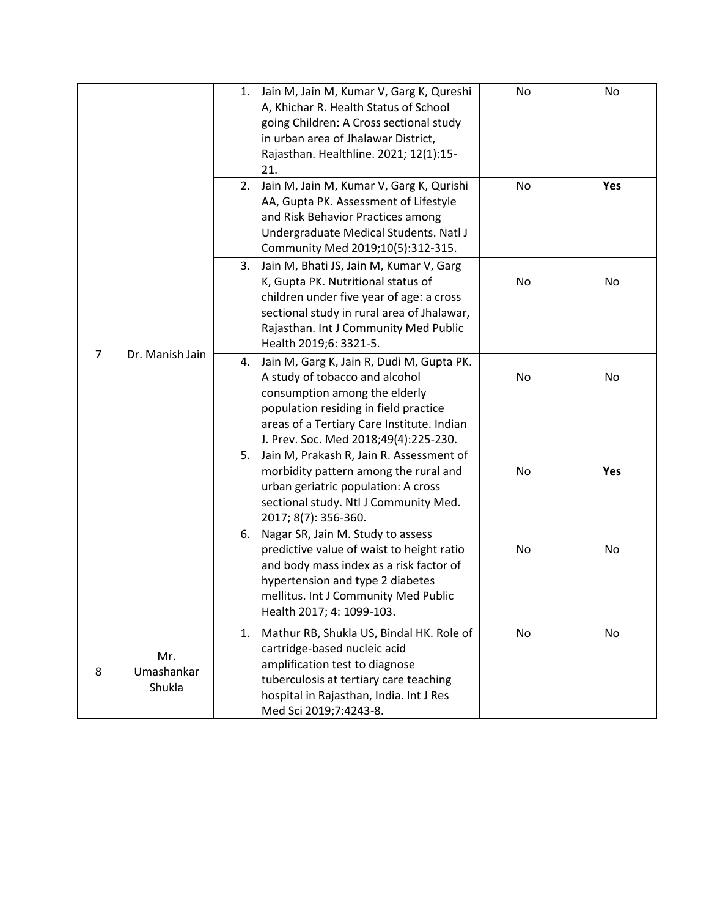| | | | | |
|---|---|---|---|---|
| 7 | Dr. Manish Jain | 1. Jain M, Jain M, Kumar V, Garg K, Qureshi A, Khichar R. Health Status of School going Children: A Cross sectional study in urban area of Jhalawar District, Rajasthan. Healthline. 2021; 12(1):15-21. | No | No |
| | | 2. Jain M, Jain M, Kumar V, Garg K, Qurishi AA, Gupta PK. Assessment of Lifestyle and Risk Behavior Practices among Undergraduate Medical Students. Natl J Community Med 2019;10(5):312-315. | No | **Yes** |
| | | 3. Jain M, Bhati JS, Jain M, Kumar V, Garg K, Gupta PK. Nutritional status of children under five year of age: a cross sectional study in rural area of Jhalawar, Rajasthan. Int J Community Med Public Health 2019;6: 3321-5. | No | No |
| | | 4. Jain M, Garg K, Jain R, Dudi M, Gupta PK. A study of tobacco and alcohol consumption among the elderly population residing in field practice areas of a Tertiary Care Institute. Indian J. Prev. Soc. Med 2018;49(4):225-230. | No | No |
| | | 5. Jain M, Prakash R, Jain R. Assessment of morbidity pattern among the rural and urban geriatric population: A cross sectional study. Ntl J Community Med. 2017; 8(7): 356-360. | No | **Yes** |
| | | 6. Nagar SR, Jain M. Study to assess predictive value of waist to height ratio and body mass index as a risk factor of hypertension and type 2 diabetes mellitus. Int J Community Med Public Health 2017; 4: 1099-103. | No | No |
| 8 | Mr. Umashankar Shukla | 1. Mathur RB, Shukla US, Bindal HK. Role of cartridge-based nucleic acid amplification test to diagnose tuberculosis at tertiary care teaching hospital in Rajasthan, India. Int J Res Med Sci 2019;7:4243-8. | No | No |